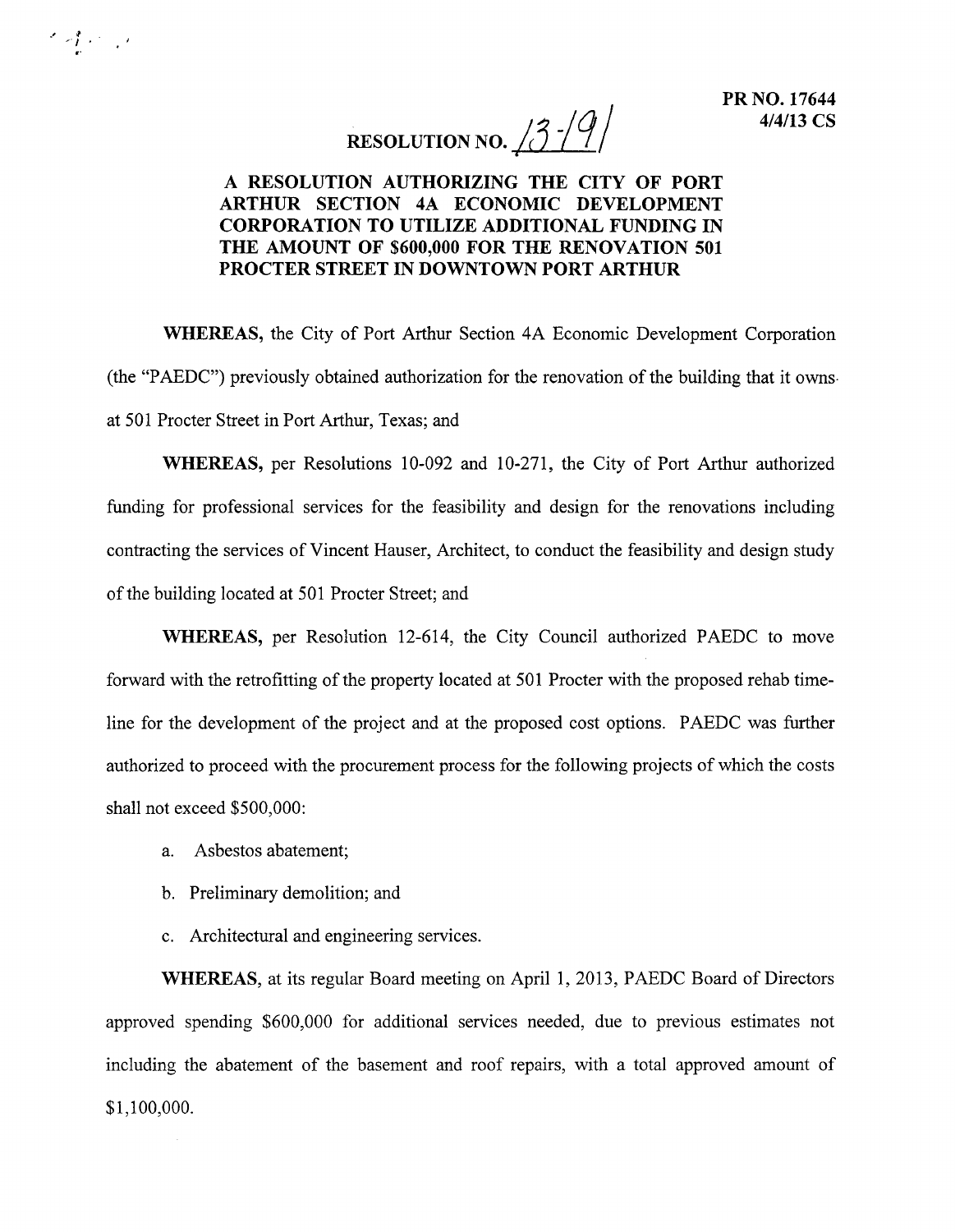PR NO. 17644
4/4/13 CS

# RESOLUTION NO. 13-191

## A RESOLUTION AUTHORIZING THE CITY OF PORT ARTHUR SECTION 4A ECONOMIC DEVELOPMENT CORPORATION TO UTILIZE ADDITIONAL FUNDING IN THE AMOUNT OF $600,000 FOR THE RENOVATION 501 PROCTER STREET IN DOWNTOWN PORT ARTHUR

**WHEREAS,** the City of Port Arthur Section 4A Economic Development Corporation (the "PAEDC") previously obtained authorization for the renovation of the building that it owns at 501 Procter Street in Port Arthur, Texas; and

**WHEREAS,** per Resolutions 10-092 and 10-271, the City of Port Arthur authorized funding for professional services for the feasibility and design for the renovations including contracting the services of Vincent Hauser, Architect, to conduct the feasibility and design study of the building located at 501 Procter Street; and

**WHEREAS,** per Resolution 12-614, the City Council authorized PAEDC to move forward with the retrofitting of the property located at 501 Procter with the proposed rehab time-line for the development of the project and at the proposed cost options. PAEDC was further authorized to proceed with the procurement process for the following projects of which the costs shall not exceed $500,000:

a. Asbestos abatement;

b. Preliminary demolition; and

c. Architectural and engineering services.

**WHEREAS,** at its regular Board meeting on April 1, 2013, PAEDC Board of Directors approved spending $600,000 for additional services needed, due to previous estimates not including the abatement of the basement and roof repairs, with a total approved amount of $1,100,000.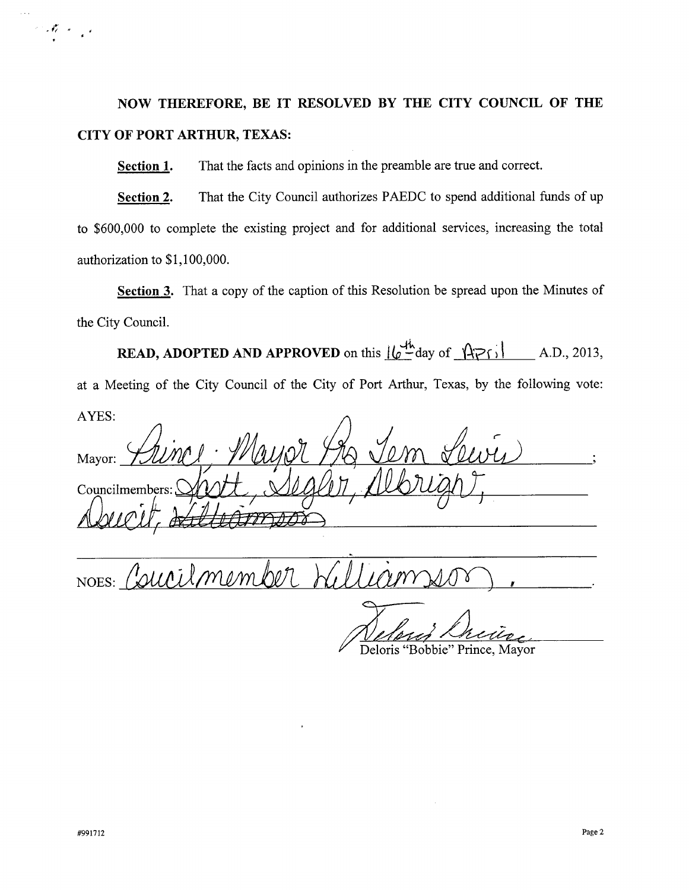**NOW THEREFORE, BE IT RESOLVED BY THE CITY COUNCIL OF THE CITY OF PORT ARTHUR, TEXAS:**

**Section 1.** That the facts and opinions in the preamble are true and correct.

**Section 2.** That the City Council authorizes PAEDC to spend additional funds of up to $600,000 to complete the existing project and for additional services, increasing the total authorization to $1,100,000.

**Section 3.** That a copy of the caption of this Resolution be spread upon the Minutes of the City Council.

**READ, ADOPTED AND APPROVED** on this 16th day of April A.D., 2013, at a Meeting of the City Council of the City of Port Arthur, Texas, by the following vote:

AYES:

Mayor: Prince, Mayor Pro Tem Lewis;

Councilmembers: Scott, Segler, Albright, Doucet, ~~Williamson~~

NOES: Councilmember Williamson.

Deloris "Bobbie" Prince, Mayor

#991712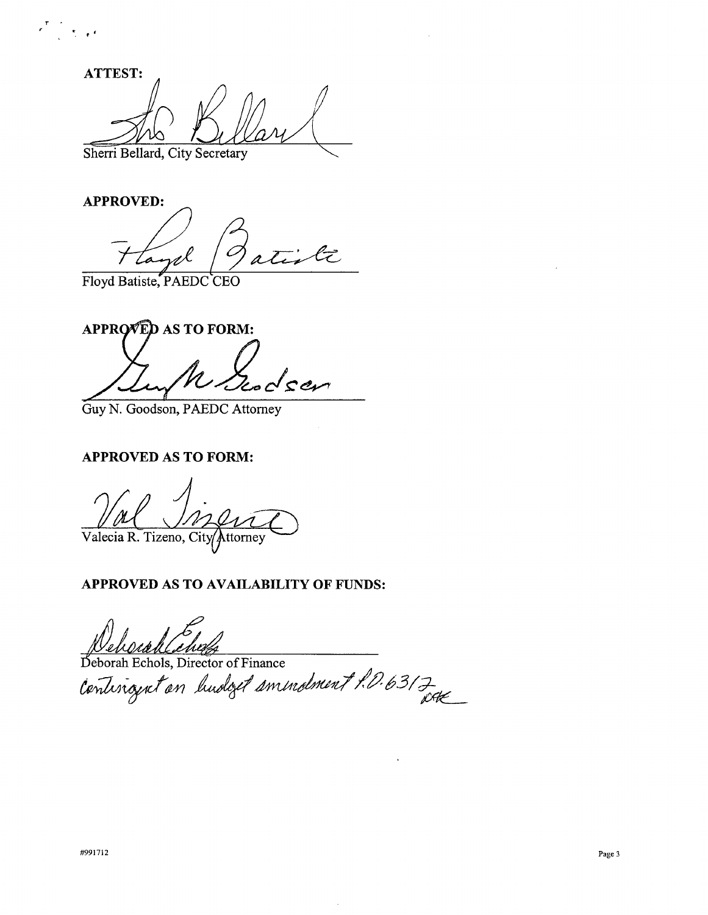**ATTEST:**

Sherri Bellard, City Secretary

**APPROVED:**

Floyd Batiste, PAEDC CEO

**APPROVED AS TO FORM:**

Guy N. Goodson, PAEDC Attorney

**APPROVED AS TO FORM:**

Valecia R. Tizeno, City Attorney

**APPROVED AS TO AVAILABILITY OF FUNDS:**

Deborah Echols, Director of Finance

contingent on budget amendment P.O. 6312 DE

#991712